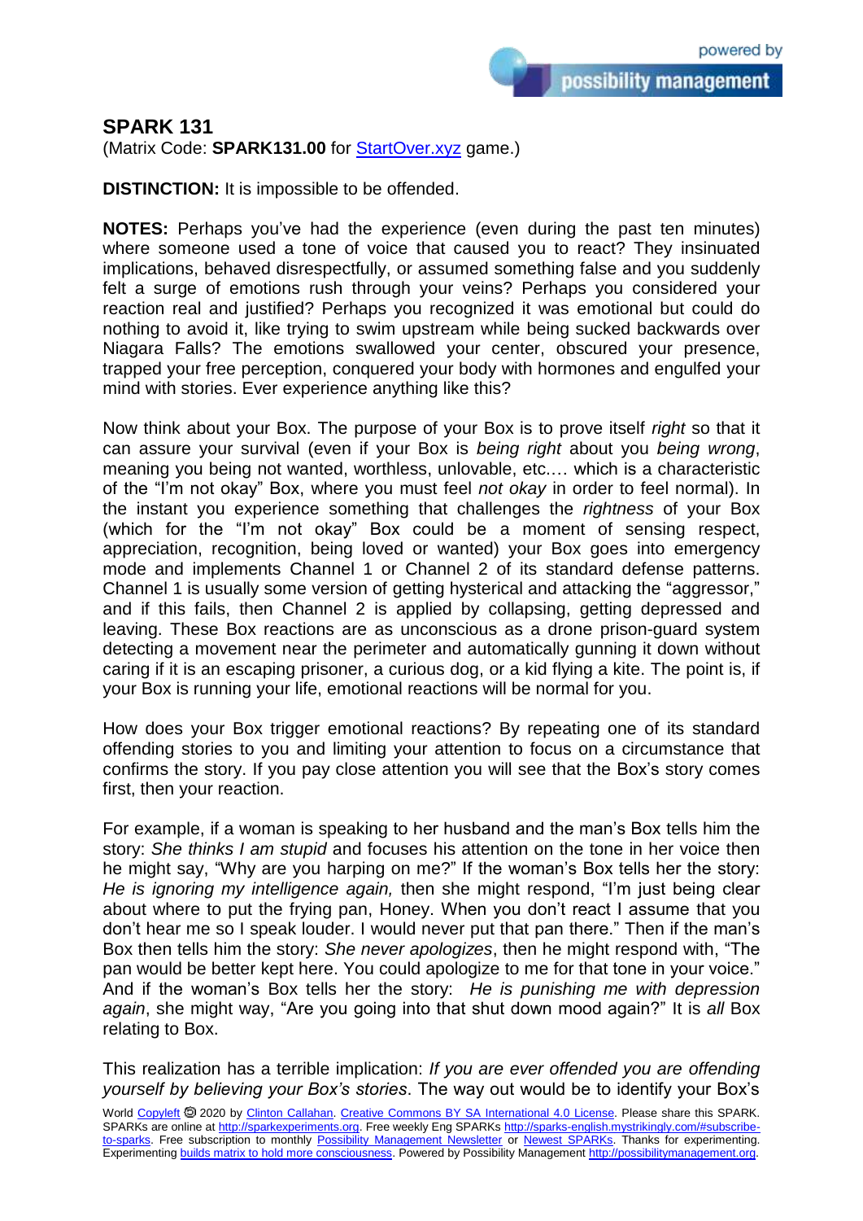## SPARK 131

(Matrix Code: **SPARK131.00** for [StartOver.xyz](StartOver.xyz) game.)

**DISTINCTION:** It is impossible to be offended.

**NOTES:** Perhaps you've had the experience (even during the past ten minutes) where someone used a tone of voice that caused you to react? They insinuated implications, behaved disrespectfully, or assumed something false and you suddenly felt a surge of emotions rush through your veins? Perhaps you considered your reaction real and justified? Perhaps you recognized it was emotional but could do nothing to avoid it, like trying to swim upstream while being sucked backwards over Niagara Falls? The emotions swallowed your center, obscured your presence, trapped your free perception, conquered your body with hormones and engulfed your mind with stories. Ever experience anything like this?

Now think about your Box. The purpose of your Box is to prove itself *right* so that it can assure your survival (even if your Box is *being right* about you *being wrong*, meaning you being not wanted, worthless, unlovable, etc.… which is a characteristic of the "I'm not okay" Box, where you must feel *not okay* in order to feel normal). In the instant you experience something that challenges the *rightness* of your Box (which for the "I'm not okay" Box could be a moment of sensing respect, appreciation, recognition, being loved or wanted) your Box goes into emergency mode and implements Channel 1 or Channel 2 of its standard defense patterns. Channel 1 is usually some version of getting hysterical and attacking the "aggressor," and if this fails, then Channel 2 is applied by collapsing, getting depressed and leaving. These Box reactions are as unconscious as a drone prison-guard system detecting a movement near the perimeter and automatically gunning it down without caring if it is an escaping prisoner, a curious dog, or a kid flying a kite. The point is, if your Box is running your life, emotional reactions will be normal for you.

How does your Box trigger emotional reactions? By repeating one of its standard offending stories to you and limiting your attention to focus on a circumstance that confirms the story. If you pay close attention you will see that the Box's story comes first, then your reaction.

For example, if a woman is speaking to her husband and the man's Box tells him the story: *She thinks I am stupid* and focuses his attention on the tone in her voice then he might say, "Why are you harping on me?" If the woman's Box tells her the story: *He is ignoring my intelligence again,* then she might respond, "I'm just being clear about where to put the frying pan, Honey. When you don't react I assume that you don't hear me so I speak louder. I would never put that pan there." Then if the man's Box then tells him the story: *She never apologizes*, then he might respond with, "The pan would be better kept here. You could apologize to me for that tone in your voice." And if the woman's Box tells her the story: *He is punishing me with depression again*, she might way, "Are you going into that shut down mood again?" It is *all* Box relating to Box.

This realization has a terrible implication: *If you are ever offended you are offending yourself by believing your Box's stories*. The way out would be to identify your Box's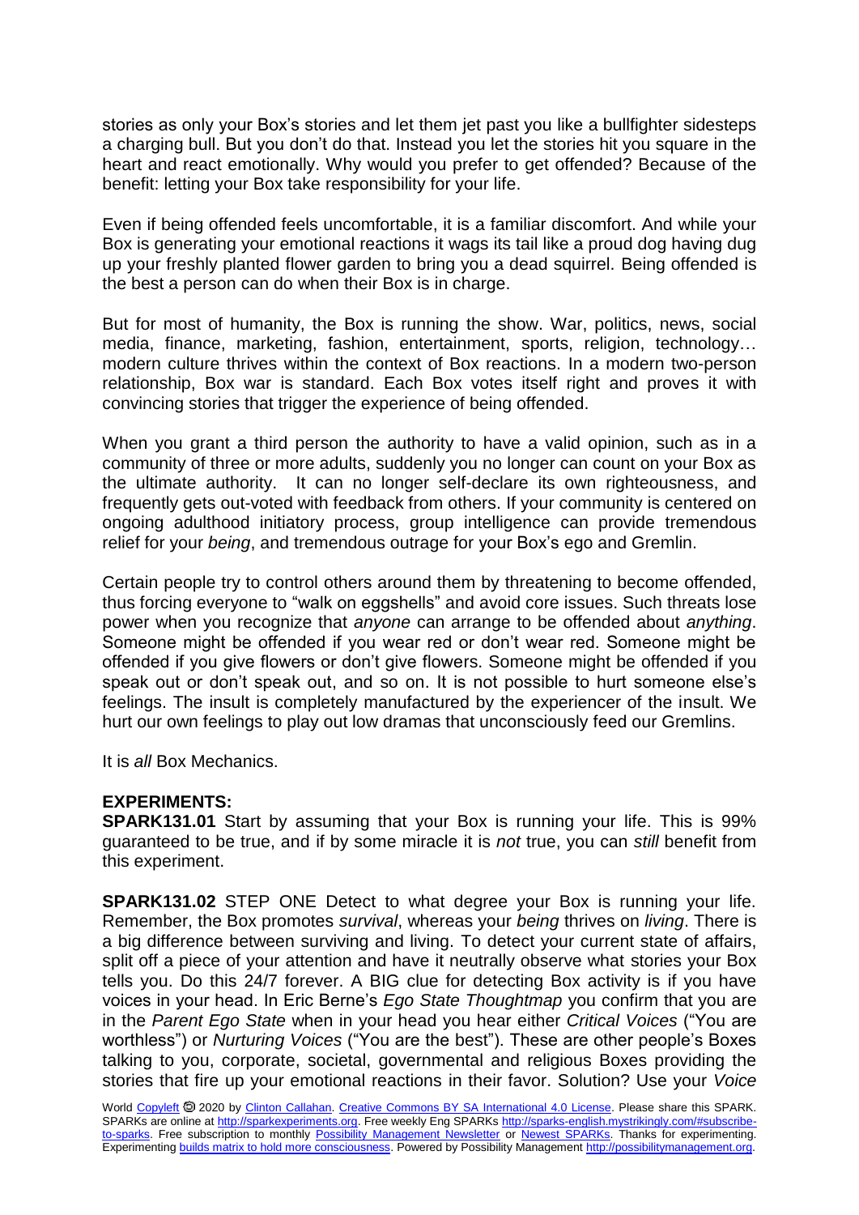stories as only your Box's stories and let them jet past you like a bullfighter sidesteps a charging bull. But you don't do that. Instead you let the stories hit you square in the heart and react emotionally. Why would you prefer to get offended? Because of the benefit: letting your Box take responsibility for your life.

Even if being offended feels uncomfortable, it is a familiar discomfort. And while your Box is generating your emotional reactions it wags its tail like a proud dog having dug up your freshly planted flower garden to bring you a dead squirrel. Being offended is the best a person can do when their Box is in charge.

But for most of humanity, the Box is running the show. War, politics, news, social media, finance, marketing, fashion, entertainment, sports, religion, technology… modern culture thrives within the context of Box reactions. In a modern two-person relationship, Box war is standard. Each Box votes itself right and proves it with convincing stories that trigger the experience of being offended.

When you grant a third person the authority to have a valid opinion, such as in a community of three or more adults, suddenly you no longer can count on your Box as the ultimate authority. It can no longer self-declare its own righteousness, and frequently gets out-voted with feedback from others. If your community is centered on ongoing adulthood initiatory process, group intelligence can provide tremendous relief for your *being*, and tremendous outrage for your Box's ego and Gremlin.

Certain people try to control others around them by threatening to become offended, thus forcing everyone to "walk on eggshells" and avoid core issues. Such threats lose power when you recognize that *anyone* can arrange to be offended about *anything*. Someone might be offended if you wear red or don't wear red. Someone might be offended if you give flowers or don't give flowers. Someone might be offended if you speak out or don't speak out, and so on. It is not possible to hurt someone else's feelings. The insult is completely manufactured by the experiencer of the insult. We hurt our own feelings to play out low dramas that unconsciously feed our Gremlins.

It is *all* Box Mechanics.

**EXPERIMENTS:**

**SPARK131.01** Start by assuming that your Box is running your life. This is 99% guaranteed to be true, and if by some miracle it is *not* true, you can *still* benefit from this experiment.

**SPARK131.02** STEP ONE Detect to what degree your Box is running your life. Remember, the Box promotes *survival*, whereas your *being* thrives on *living*. There is a big difference between surviving and living. To detect your current state of affairs, split off a piece of your attention and have it neutrally observe what stories your Box tells you. Do this 24/7 forever. A BIG clue for detecting Box activity is if you have voices in your head. In Eric Berne's *Ego State Thoughtmap* you confirm that you are in the *Parent Ego State* when in your head you hear either *Critical Voices* ("You are worthless") or *Nurturing Voices* ("You are the best"). These are other people's Boxes talking to you, corporate, societal, governmental and religious Boxes providing the stories that fire up your emotional reactions in their favor. Solution? Use your *Voice*

World Copyleft 🄯 2020 by Clinton Callahan. Creative Commons BY SA International 4.0 License. Please share this SPARK. SPARKs are online at http://sparkexperiments.org. Free weekly Eng SPARKs http://sparks-english.mystrikingly.com/#subscribe-to-sparks. Free subscription to monthly Possibility Management Newsletter or Newest SPARKs. Thanks for experimenting. Experimenting builds matrix to hold more consciousness. Powered by Possibility Management http://possibilitymanagement.org.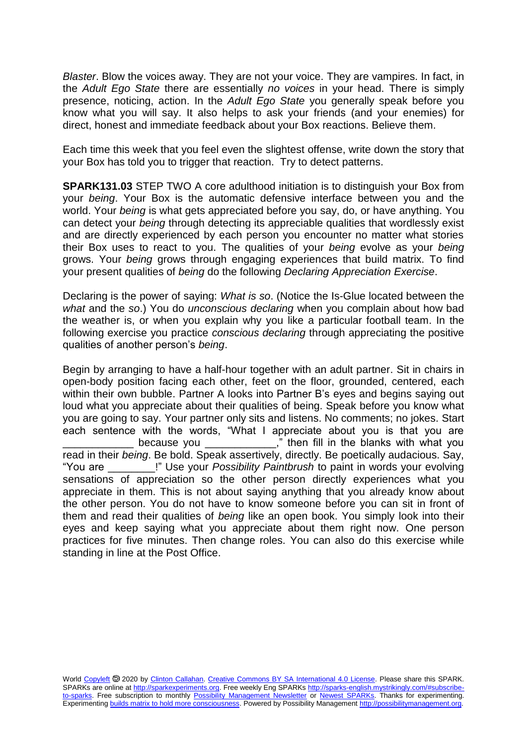*Blaster*. Blow the voices away. They are not your voice. They are vampires. In fact, in the *Adult Ego State* there are essentially *no voices* in your head. There is simply presence, noticing, action. In the *Adult Ego State* you generally speak before you know what you will say. It also helps to ask your friends (and your enemies) for direct, honest and immediate feedback about your Box reactions. Believe them.

Each time this week that you feel even the slightest offense, write down the story that your Box has told you to trigger that reaction. Try to detect patterns.

**SPARK131.03** STEP TWO A core adulthood initiation is to distinguish your Box from your *being*. Your Box is the automatic defensive interface between you and the world. Your *being* is what gets appreciated before you say, do, or have anything. You can detect your *being* through detecting its appreciable qualities that wordlessly exist and are directly experienced by each person you encounter no matter what stories their Box uses to react to you. The qualities of your *being* evolve as your *being* grows. Your *being* grows through engaging experiences that build matrix. To find your present qualities of *being* do the following *Declaring Appreciation Exercise*.

Declaring is the power of saying: *What is so*. (Notice the Is-Glue located between the *what* and the *so*.) You do *unconscious declaring* when you complain about how bad the weather is, or when you explain why you like a particular football team. In the following exercise you practice *conscious declaring* through appreciating the positive qualities of another person's *being*.

Begin by arranging to have a half-hour together with an adult partner. Sit in chairs in open-body position facing each other, feet on the floor, grounded, centered, each within their own bubble. Partner A looks into Partner B's eyes and begins saying out loud what you appreciate about their qualities of being. Speak before you know what you are going to say. Your partner only sits and listens. No comments; no jokes. Start each sentence with the words, "What I appreciate about you is that you are ____________ because you ____________," then fill in the blanks with what you read in their *being*. Be bold. Speak assertively, directly. Be poetically audacious. Say, "You are ________!" Use your *Possibility Paintbrush* to paint in words your evolving sensations of appreciation so the other person directly experiences what you appreciate in them. This is not about saying anything that you already know about the other person. You do not have to know someone before you can sit in front of them and read their qualities of *being* like an open book. You simply look into their eyes and keep saying what you appreciate about them right now. One person practices for five minutes. Then change roles. You can also do this exercise while standing in line at the Post Office.